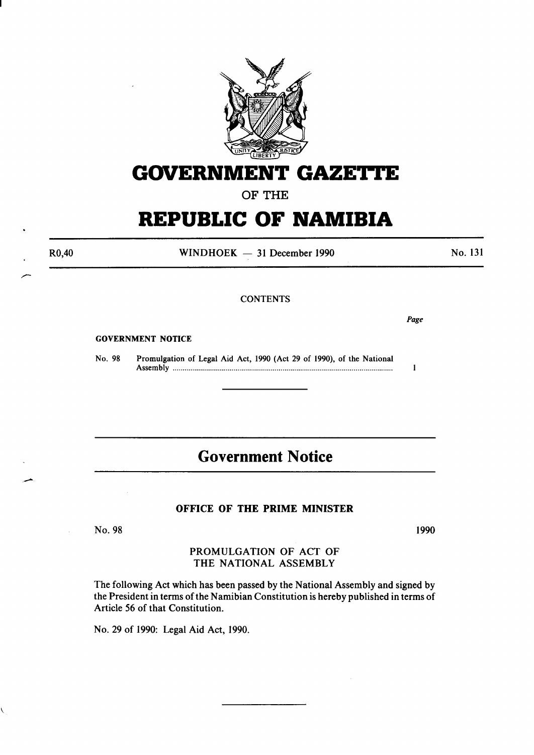# GOVERNMENT GAZETTE

OF THE

# REPUBLIC OF NAMIBIA

R0,40 WINDHOEK — 31 December 1990 No. 131

CONTENTS

| | | *Page* |
|---|---|---|
| **GOVERNMENT NOTICE** | | |
| No. 98 | Promulgation of Legal Aid Act, 1990 (Act 29 of 1990), of the National Assembly | 1 |

## Government Notice

### OFFICE OF THE PRIME MINISTER

No. 98 1990

PROMULGATION OF ACT OF THE NATIONAL ASSEMBLY

The following Act which has been passed by the National Assembly and signed by the President in terms of the Namibian Constitution is hereby published in terms of Article 56 of that Constitution.

No. 29 of 1990: Legal Aid Act, 1990.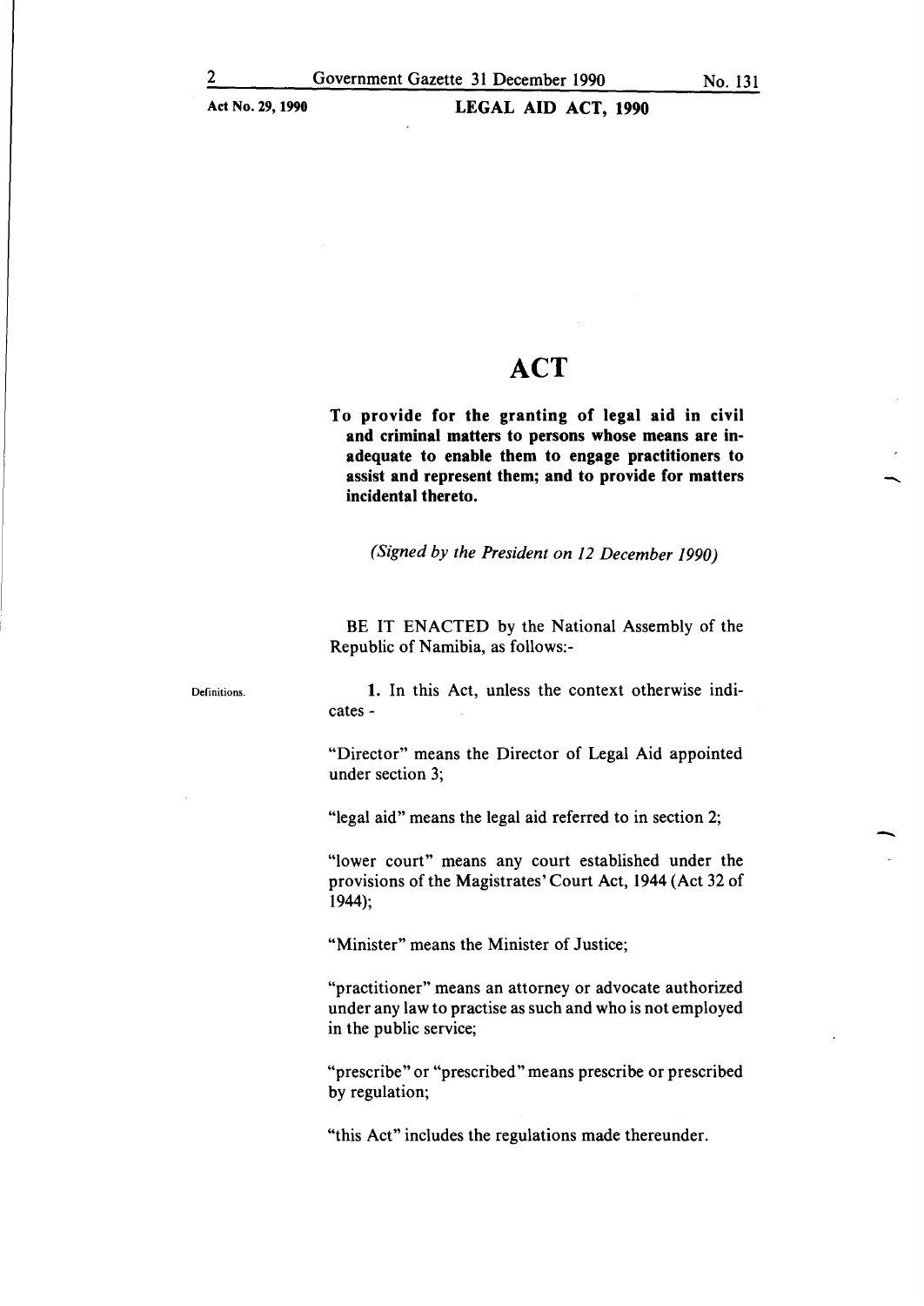# ACT

**To provide for the granting of legal aid in civil and criminal matters to persons whose means are inadequate to enable them to engage practitioners to assist and represent them; and to provide for matters incidental thereto.**

*(Signed by the President on 12 December 1990)*

BE IT ENACTED by the National Assembly of the Republic of Namibia, as follows:-

Definitions.

**1.** In this Act, unless the context otherwise indicates -

"Director" means the Director of Legal Aid appointed under section 3;

"legal aid" means the legal aid referred to in section 2;

"lower court" means any court established under the provisions of the Magistrates' Court Act, 1944 (Act 32 of 1944);

"Minister" means the Minister of Justice;

"practitioner" means an attorney or advocate authorized under any law to practise as such and who is not employed in the public service;

"prescribe" or "prescribed" means prescribe or prescribed by regulation;

"this Act" includes the regulations made thereunder.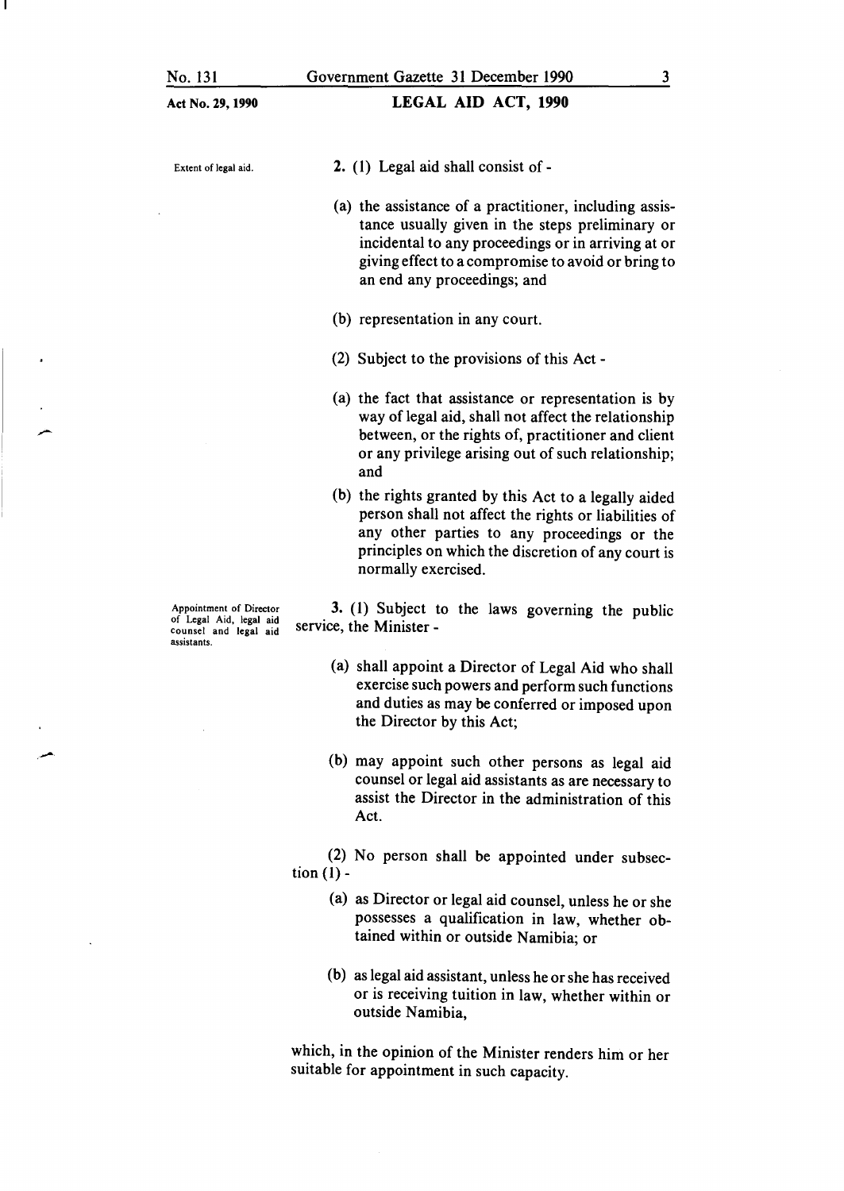**Extent of legal aid.**

**2.** (1) Legal aid shall consist of -

(a) the assistance of a practitioner, including assistance usually given in the steps preliminary or incidental to any proceedings or in arriving at or giving effect to a compromise to avoid or bring to an end any proceedings; and

(b) representation in any court.

(2) Subject to the provisions of this Act -

(a) the fact that assistance or representation is by way of legal aid, shall not affect the relationship between, or the rights of, practitioner and client or any privilege arising out of such relationship; and

(b) the rights granted by this Act to a legally aided person shall not affect the rights or liabilities of any other parties to any proceedings or the principles on which the discretion of any court is normally exercised.

**Appointment of Director of Legal Aid, legal aid counsel and legal aid assistants.**

**3.** (1) Subject to the laws governing the public service, the Minister -

(a) shall appoint a Director of Legal Aid who shall exercise such powers and perform such functions and duties as may be conferred or imposed upon the Director by this Act;

(b) may appoint such other persons as legal aid counsel or legal aid assistants as are necessary to assist the Director in the administration of this Act.

(2) No person shall be appointed under subsection (1) -

(a) as Director or legal aid counsel, unless he or she possesses a qualification in law, whether obtained within or outside Namibia; or

(b) as legal aid assistant, unless he or she has received or is receiving tuition in law, whether within or outside Namibia,

which, in the opinion of the Minister renders him or her suitable for appointment in such capacity.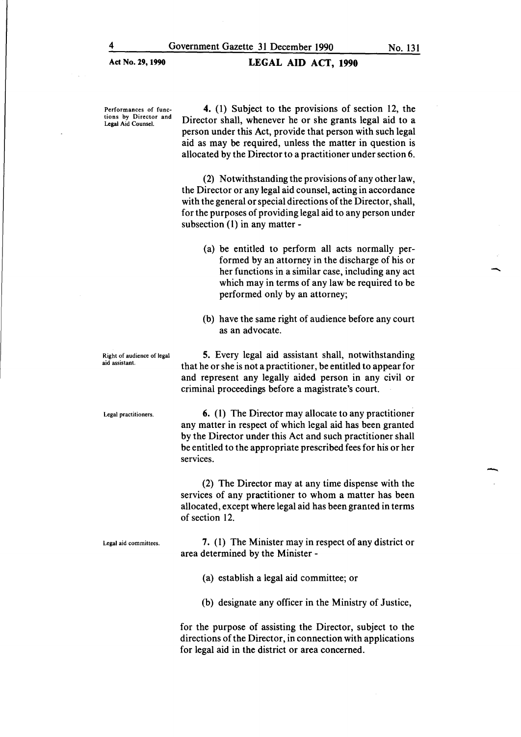**Performances of functions by Director and Legal Aid Counsel.**

**4.** (1) Subject to the provisions of section 12, the Director shall, whenever he or she grants legal aid to a person under this Act, provide that person with such legal aid as may be required, unless the matter in question is allocated by the Director to a practitioner under section 6.

(2) Notwithstanding the provisions of any other law, the Director or any legal aid counsel, acting in accordance with the general or special directions of the Director, shall, for the purposes of providing legal aid to any person under subsection (1) in any matter -

(a) be entitled to perform all acts normally performed by an attorney in the discharge of his or her functions in a similar case, including any act which may in terms of any law be required to be performed only by an attorney;

(b) have the same right of audience before any court as an advocate.

**Right of audience of legal aid assistant.**

**5.** Every legal aid assistant shall, notwithstanding that he or she is not a practitioner, be entitled to appear for and represent any legally aided person in any civil or criminal proceedings before a magistrate's court.

**Legal practitioners.**

**6.** (1) The Director may allocate to any practitioner any matter in respect of which legal aid has been granted by the Director under this Act and such practitioner shall be entitled to the appropriate prescribed fees for his or her services.

(2) The Director may at any time dispense with the services of any practitioner to whom a matter has been allocated, except where legal aid has been granted in terms of section 12.

**Legal aid committees.**

**7.** (1) The Minister may in respect of any district or area determined by the Minister -

(a) establish a legal aid committee; or

(b) designate any officer in the Ministry of Justice,

for the purpose of assisting the Director, subject to the directions of the Director, in connection with applications for legal aid in the district or area concerned.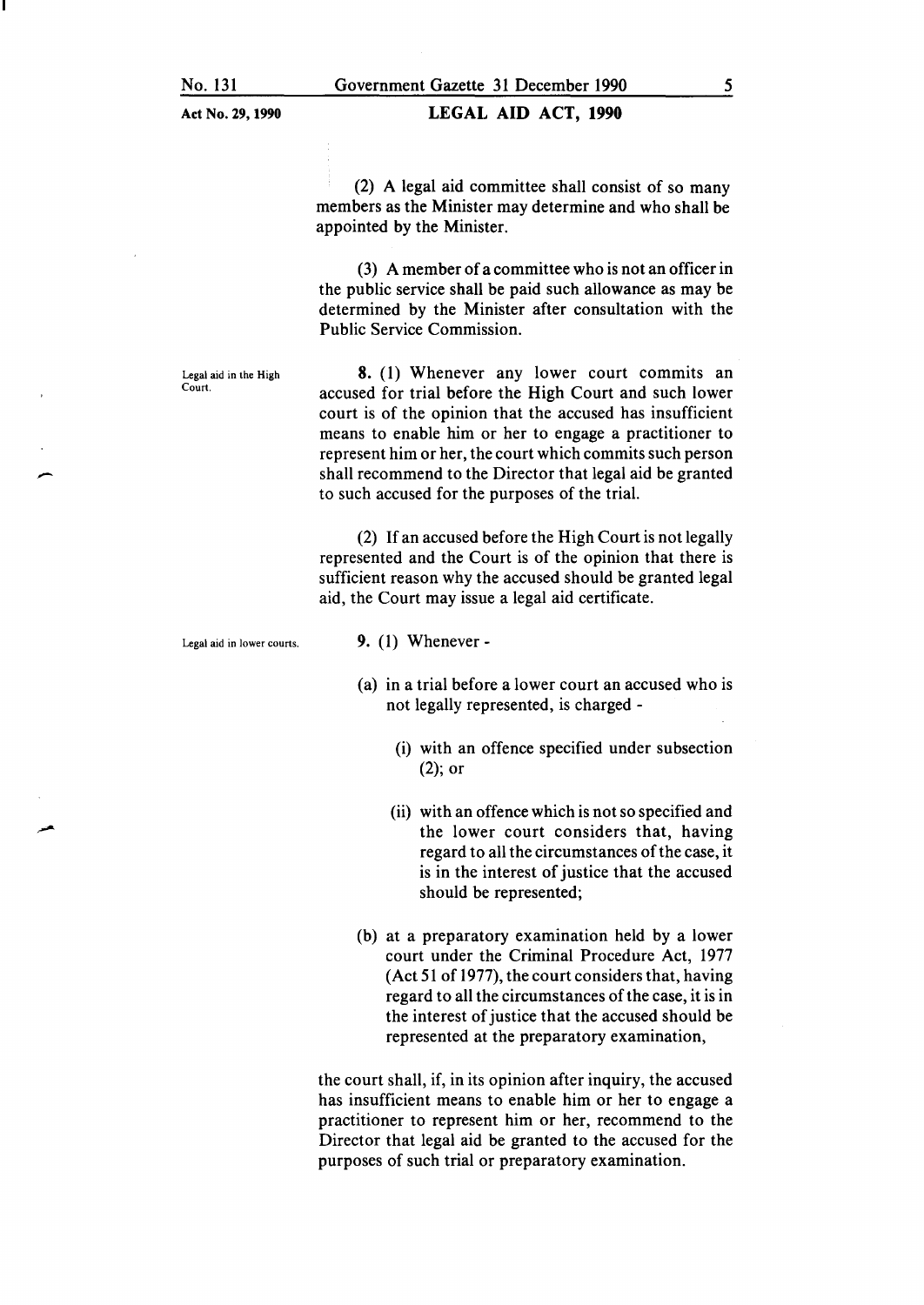(2) A legal aid committee shall consist of so many members as the Minister may determine and who shall be appointed by the Minister.

(3) A member of a committee who is not an officer in the public service shall be paid such allowance as may be determined by the Minister after consultation with the Public Service Commission.

**Legal aid in the High Court.**

**8.** (1) Whenever any lower court commits an accused for trial before the High Court and such lower court is of the opinion that the accused has insufficient means to enable him or her to engage a practitioner to represent him or her, the court which commits such person shall recommend to the Director that legal aid be granted to such accused for the purposes of the trial.

(2) If an accused before the High Court is not legally represented and the Court is of the opinion that there is sufficient reason why the accused should be granted legal aid, the Court may issue a legal aid certificate.

**Legal aid in lower courts.**

**9.** (1) Whenever -

(a) in a trial before a lower court an accused who is not legally represented, is charged -

(i) with an offence specified under subsection (2); or

(ii) with an offence which is not so specified and the lower court considers that, having regard to all the circumstances of the case, it is in the interest of justice that the accused should be represented;

(b) at a preparatory examination held by a lower court under the Criminal Procedure Act, 1977 (Act 51 of 1977), the court considers that, having regard to all the circumstances of the case, it is in the interest of justice that the accused should be represented at the preparatory examination,

the court shall, if, in its opinion after inquiry, the accused has insufficient means to enable him or her to engage a practitioner to represent him or her, recommend to the Director that legal aid be granted to the accused for the purposes of such trial or preparatory examination.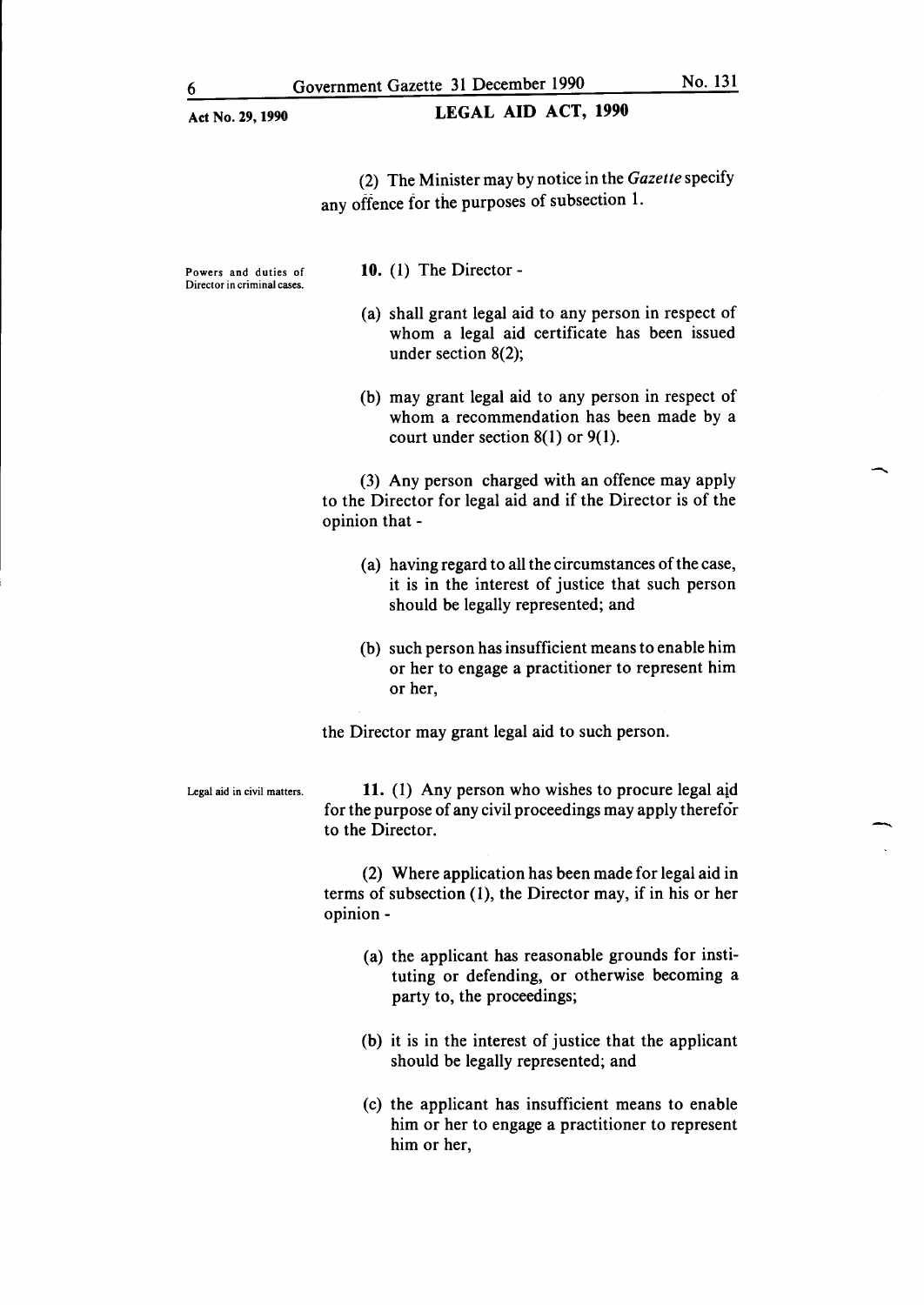(2) The Minister may by notice in the *Gazette* specify any offence for the purposes of subsection 1.

Powers and duties of Director in criminal cases.

**10.** (1) The Director -

(a) shall grant legal aid to any person in respect of whom a legal aid certificate has been issued under section 8(2);

(b) may grant legal aid to any person in respect of whom a recommendation has been made by a court under section 8(1) or 9(1).

(3) Any person charged with an offence may apply to the Director for legal aid and if the Director is of the opinion that -

(a) having regard to all the circumstances of the case, it is in the interest of justice that such person should be legally represented; and

(b) such person has insufficient means to enable him or her to engage a practitioner to represent him or her,

the Director may grant legal aid to such person.

Legal aid in civil matters.

**11.** (1) Any person who wishes to procure legal aid for the purpose of any civil proceedings may apply therefor to the Director.

(2) Where application has been made for legal aid in terms of subsection (1), the Director may, if in his or her opinion -

(a) the applicant has reasonable grounds for instituting or defending, or otherwise becoming a party to, the proceedings;

(b) it is in the interest of justice that the applicant should be legally represented; and

(c) the applicant has insufficient means to enable him or her to engage a practitioner to represent him or her,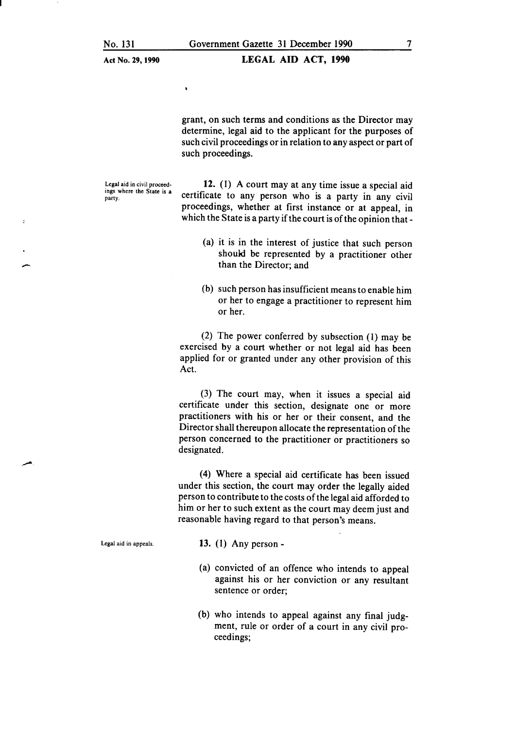grant, on such terms and conditions as the Director may determine, legal aid to the applicant for the purposes of such civil proceedings or in relation to any aspect or part of such proceedings.

*Legal aid in civil proceedings where the State is a party.*

**12.** (1) A court may at any time issue a special aid certificate to any person who is a party in any civil proceedings, whether at first instance or at appeal, in which the State is a party if the court is of the opinion that -

(a) it is in the interest of justice that such person should be represented by a practitioner other than the Director; and

(b) such person has insufficient means to enable him or her to engage a practitioner to represent him or her.

(2) The power conferred by subsection (1) may be exercised by a court whether or not legal aid has been applied for or granted under any other provision of this Act.

(3) The court may, when it issues a special aid certificate under this section, designate one or more practitioners with his or her or their consent, and the Director shall thereupon allocate the representation of the person concerned to the practitioner or practitioners so designated.

(4) Where a special aid certificate has been issued under this section, the court may order the legally aided person to contribute to the costs of the legal aid afforded to him or her to such extent as the court may deem just and reasonable having regard to that person's means.

*Legal aid in appeals.*

**13.** (1) Any person -

(a) convicted of an offence who intends to appeal against his or her conviction or any resultant sentence or order;

(b) who intends to appeal against any final judgment, rule or order of a court in any civil proceedings;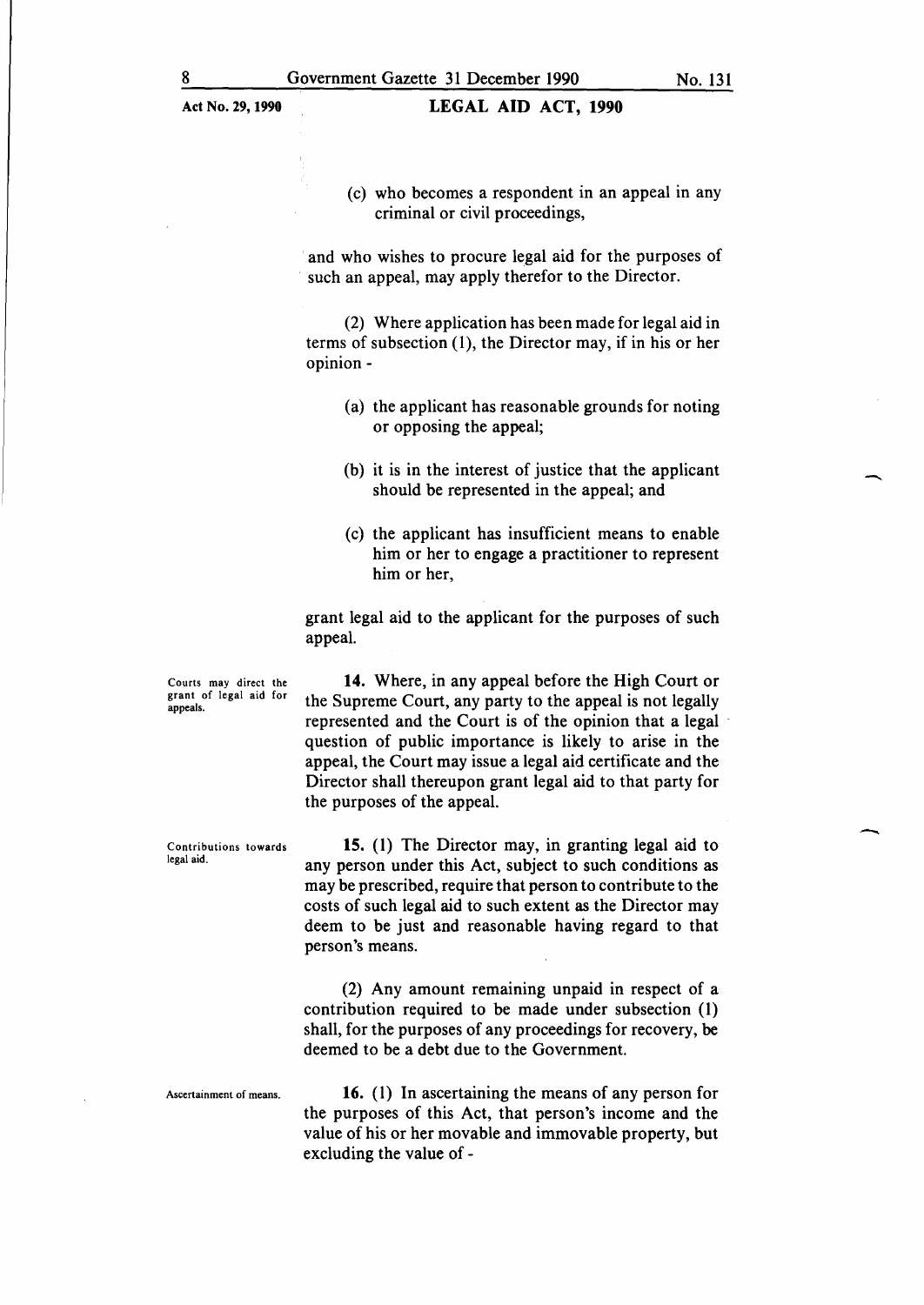(c) who becomes a respondent in an appeal in any criminal or civil proceedings,

and who wishes to procure legal aid for the purposes of such an appeal, may apply therefor to the Director.

(2) Where application has been made for legal aid in terms of subsection (1), the Director may, if in his or her opinion -

(a) the applicant has reasonable grounds for noting or opposing the appeal;

(b) it is in the interest of justice that the applicant should be represented in the appeal; and

(c) the applicant has insufficient means to enable him or her to engage a practitioner to represent him or her,

grant legal aid to the applicant for the purposes of such appeal.

**Courts may direct the grant of legal aid for appeals.**

**14.** Where, in any appeal before the High Court or the Supreme Court, any party to the appeal is not legally represented and the Court is of the opinion that a legal question of public importance is likely to arise in the appeal, the Court may issue a legal aid certificate and the Director shall thereupon grant legal aid to that party for the purposes of the appeal.

**Contributions towards legal aid.**

**15.** (1) The Director may, in granting legal aid to any person under this Act, subject to such conditions as may be prescribed, require that person to contribute to the costs of such legal aid to such extent as the Director may deem to be just and reasonable having regard to that person's means.

(2) Any amount remaining unpaid in respect of a contribution required to be made under subsection (1) shall, for the purposes of any proceedings for recovery, be deemed to be a debt due to the Government.

**Ascertainment of means.**

**16.** (1) In ascertaining the means of any person for the purposes of this Act, that person's income and the value of his or her movable and immovable property, but excluding the value of -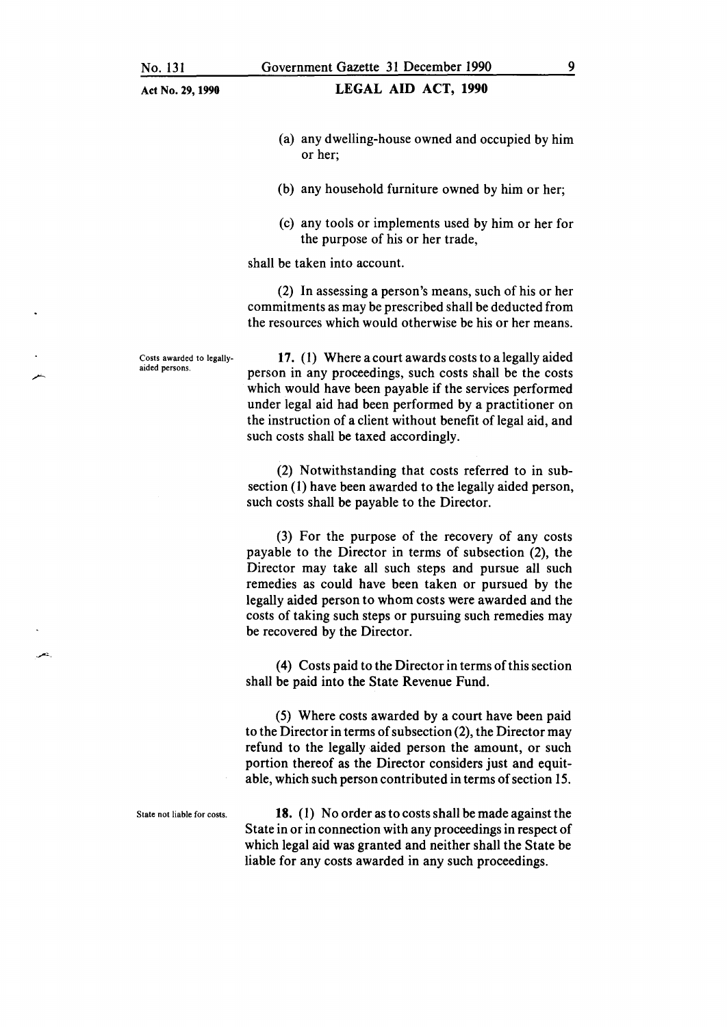(a) any dwelling-house owned and occupied by him or her;

(b) any household furniture owned by him or her;

(c) any tools or implements used by him or her for the purpose of his or her trade,

shall be taken into account.

(2) In assessing a person's means, such of his or her commitments as may be prescribed shall be deducted from the resources which would otherwise be his or her means.

Costs awarded to legally-aided persons.

**17.** (1) Where a court awards costs to a legally aided person in any proceedings, such costs shall be the costs which would have been payable if the services performed under legal aid had been performed by a practitioner on the instruction of a client without benefit of legal aid, and such costs shall be taxed accordingly.

(2) Notwithstanding that costs referred to in subsection (1) have been awarded to the legally aided person, such costs shall be payable to the Director.

(3) For the purpose of the recovery of any costs payable to the Director in terms of subsection (2), the Director may take all such steps and pursue all such remedies as could have been taken or pursued by the legally aided person to whom costs were awarded and the costs of taking such steps or pursuing such remedies may be recovered by the Director.

(4) Costs paid to the Director in terms of this section shall be paid into the State Revenue Fund.

(5) Where costs awarded by a court have been paid to the Director in terms of subsection (2), the Director may refund to the legally aided person the amount, or such portion thereof as the Director considers just and equitable, which such person contributed in terms of section 15.

State not liable for costs.

**18.** (1) No order as to costs shall be made against the State in or in connection with any proceedings in respect of which legal aid was granted and neither shall the State be liable for any costs awarded in any such proceedings.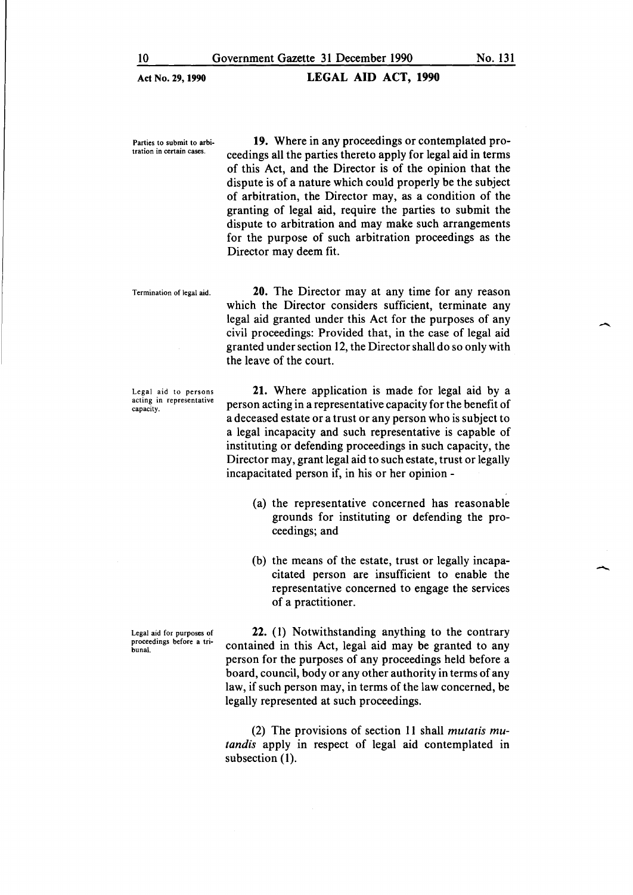**Parties to submit to arbitration in certain cases.**

**19.** Where in any proceedings or contemplated proceedings all the parties thereto apply for legal aid in terms of this Act, and the Director is of the opinion that the dispute is of a nature which could properly be the subject of arbitration, the Director may, as a condition of the granting of legal aid, require the parties to submit the dispute to arbitration and may make such arrangements for the purpose of such arbitration proceedings as the Director may deem fit.

**Termination of legal aid.**

**20.** The Director may at any time for any reason which the Director considers sufficient, terminate any legal aid granted under this Act for the purposes of any civil proceedings: Provided that, in the case of legal aid granted under section 12, the Director shall do so only with the leave of the court.

**Legal aid to persons acting in representative capacity.**

**21.** Where application is made for legal aid by a person acting in a representative capacity for the benefit of a deceased estate or a trust or any person who is subject to a legal incapacity and such representative is capable of instituting or defending proceedings in such capacity, the Director may, grant legal aid to such estate, trust or legally incapacitated person if, in his or her opinion -

(a) the representative concerned has reasonable grounds for instituting or defending the proceedings; and

(b) the means of the estate, trust or legally incapacitated person are insufficient to enable the representative concerned to engage the services of a practitioner.

**Legal aid for purposes of proceedings before a tribunal.**

**22.** (1) Notwithstanding anything to the contrary contained in this Act, legal aid may be granted to any person for the purposes of any proceedings held before a board, council, body or any other authority in terms of any law, if such person may, in terms of the law concerned, be legally represented at such proceedings.

(2) The provisions of section 11 shall *mutatis mutandis* apply in respect of legal aid contemplated in subsection (1).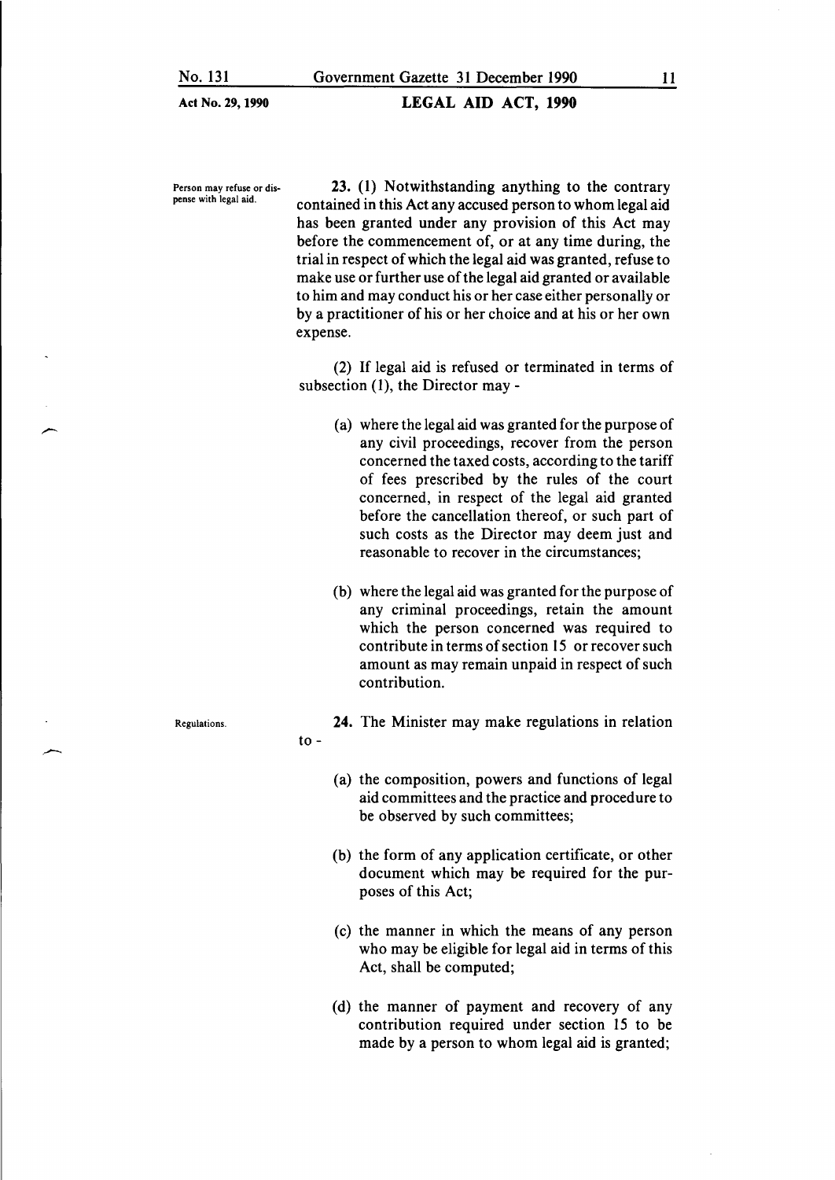**Person may refuse or dispense with legal aid.**

**23.** (1) Notwithstanding anything to the contrary contained in this Act any accused person to whom legal aid has been granted under any provision of this Act may before the commencement of, or at any time during, the trial in respect of which the legal aid was granted, refuse to make use or further use of the legal aid granted or available to him and may conduct his or her case either personally or by a practitioner of his or her choice and at his or her own expense.

(2) If legal aid is refused or terminated in terms of subsection (1), the Director may -

(a) where the legal aid was granted for the purpose of any civil proceedings, recover from the person concerned the taxed costs, according to the tariff of fees prescribed by the rules of the court concerned, in respect of the legal aid granted before the cancellation thereof, or such part of such costs as the Director may deem just and reasonable to recover in the circumstances;

(b) where the legal aid was granted for the purpose of any criminal proceedings, retain the amount which the person concerned was required to contribute in terms of section 15 or recover such amount as may remain unpaid in respect of such contribution.

**Regulations.**

**24.** The Minister may make regulations in relation to -

(a) the composition, powers and functions of legal aid committees and the practice and procedure to be observed by such committees;

(b) the form of any application certificate, or other document which may be required for the purposes of this Act;

(c) the manner in which the means of any person who may be eligible for legal aid in terms of this Act, shall be computed;

(d) the manner of payment and recovery of any contribution required under section 15 to be made by a person to whom legal aid is granted;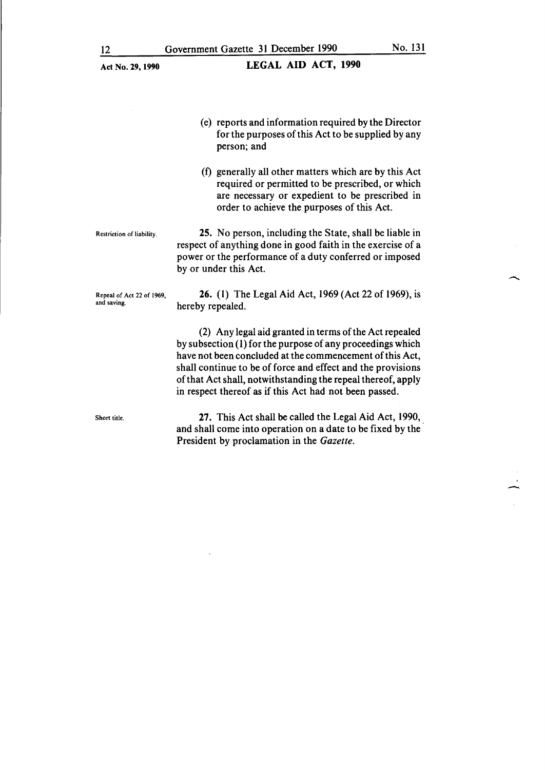(e) reports and information required by the Director for the purposes of this Act to be supplied by any person; and

(f) generally all other matters which are by this Act required or permitted to be prescribed, or which are necessary or expedient to be prescribed in order to achieve the purposes of this Act.

Restriction of liability.

**25.** No person, including the State, shall be liable in respect of anything done in good faith in the exercise of a power or the performance of a duty conferred or imposed by or under this Act.

Repeal of Act 22 of 1969, and saving.

**26.** (1) The Legal Aid Act, 1969 (Act 22 of 1969), is hereby repealed.

(2) Any legal aid granted in terms of the Act repealed by subsection (1) for the purpose of any proceedings which have not been concluded at the commencement of this Act, shall continue to be of force and effect and the provisions of that Act shall, notwithstanding the repeal thereof, apply in respect thereof as if this Act had not been passed.

Short title.

**27.** This Act shall be called the Legal Aid Act, 1990, and shall come into operation on a date to be fixed by the President by proclamation in the *Gazette*.